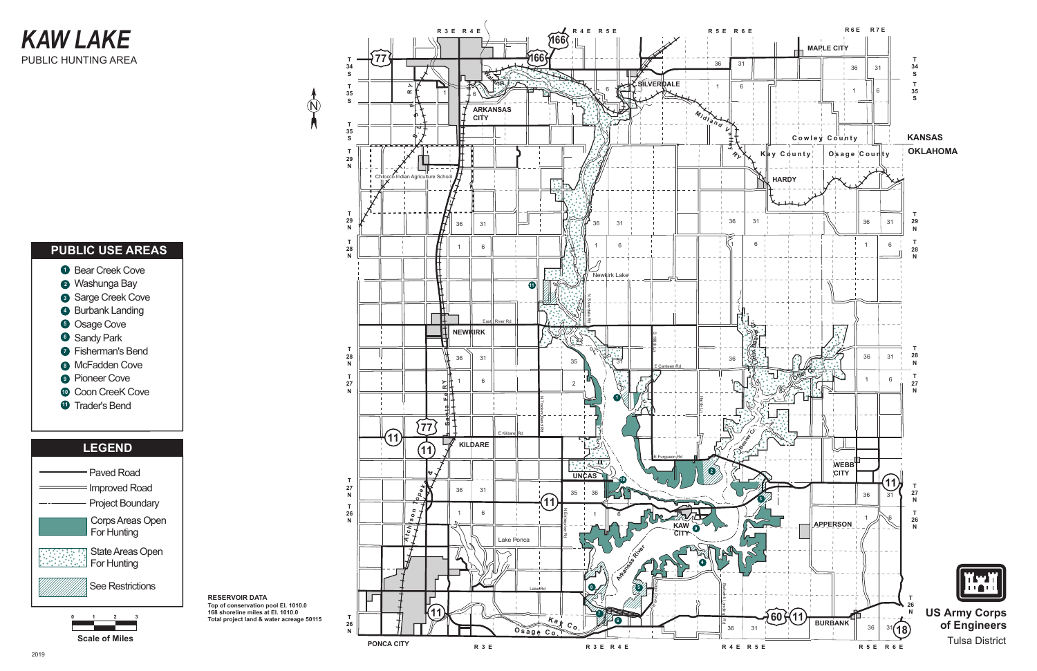# KAW LAKE

PUBLIC HUNTING AREA

## PUBLIC USE AREAS

1. Bear Creek Cove
2. Washunga Bay
3. Sarge Creek Cove
4. Burbank Landing
5. Osage Cove
6. Sandy Park
7. Fisherman's Bend
8. McFadden Cove
9. Pioneer Cove
10. Coon CreeK Cove
11. Trader's Bend

## LEGEND

- Paved Road
- Improved Road
- Project Boundary
- Corps Areas Open For Hunting
- State Areas Open For Hunting
- See Restrictions

Scale of Miles: 0 1 2 3

**RESERVOIR DATA**
**Top of conservation pool El. 1010.0**
**168 shoreline miles at El. 1010.0**
**Total project land & water acreage 50115**

**US Army Corps of Engineers**
Tulsa District

2019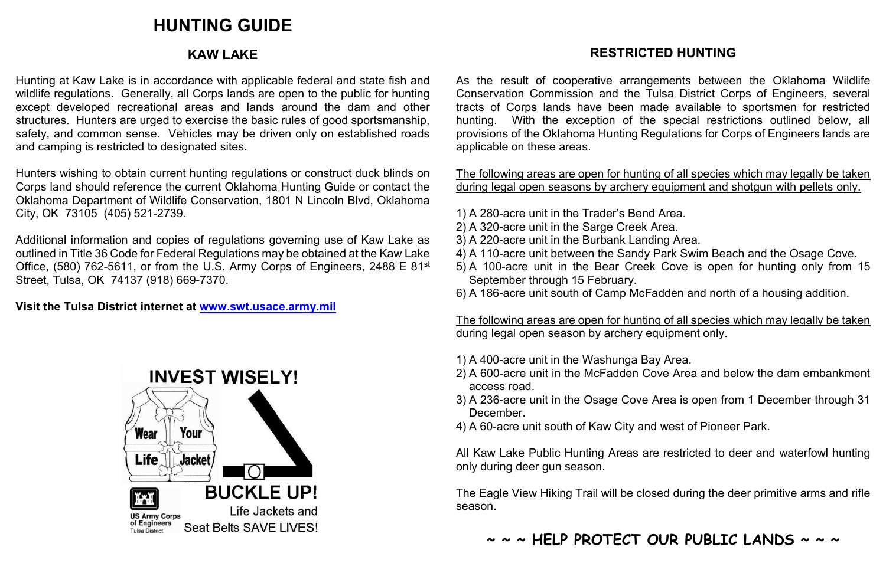# HUNTING GUIDE

## KAW LAKE

Hunting at Kaw Lake is in accordance with applicable federal and state fish and wildlife regulations. Generally, all Corps lands are open to the public for hunting except developed recreational areas and lands around the dam and other structures. Hunters are urged to exercise the basic rules of good sportsmanship, safety, and common sense. Vehicles may be driven only on established roads and camping is restricted to designated sites.

Hunters wishing to obtain current hunting regulations or construct duck blinds on Corps land should reference the current Oklahoma Hunting Guide or contact the Oklahoma Department of Wildlife Conservation, 1801 N Lincoln Blvd, Oklahoma City, OK 73105 (405) 521-2739.

Additional information and copies of regulations governing use of Kaw Lake as outlined in Title 36 Code for Federal Regulations may be obtained at the Kaw Lake Office, (580) 762-5611, or from the U.S. Army Corps of Engineers, 2488 E 81st Street, Tulsa, OK 74137 (918) 669-7370.

**Visit the Tulsa District internet at www.swt.usace.army.mil**

INVEST WISELY!

Wear Your Life Jacket

BUCKLE UP!

US Army Corps of Engineers Tulsa District

Life Jackets and Seat Belts SAVE LIVES!

## RESTRICTED HUNTING

As the result of cooperative arrangements between the Oklahoma Wildlife Conservation Commission and the Tulsa District Corps of Engineers, several tracts of Corps lands have been made available to sportsmen for restricted hunting. With the exception of the special restrictions outlined below, all provisions of the Oklahoma Hunting Regulations for Corps of Engineers lands are applicable on these areas.

The following areas are open for hunting of all species which may legally be taken during legal open seasons by archery equipment and shotgun with pellets only.

1) A 280-acre unit in the Trader's Bend Area.
2) A 320-acre unit in the Sarge Creek Area.
3) A 220-acre unit in the Burbank Landing Area.
4) A 110-acre unit between the Sandy Park Swim Beach and the Osage Cove.
5) A 100-acre unit in the Bear Creek Cove is open for hunting only from 15 September through 15 February.
6) A 186-acre unit south of Camp McFadden and north of a housing addition.

The following areas are open for hunting of all species which may legally be taken during legal open season by archery equipment only.

1) A 400-acre unit in the Washunga Bay Area.
2) A 600-acre unit in the McFadden Cove Area and below the dam embankment access road.
3) A 236-acre unit in the Osage Cove Area is open from 1 December through 31 December.
4) A 60-acre unit south of Kaw City and west of Pioneer Park.

All Kaw Lake Public Hunting Areas are restricted to deer and waterfowl hunting only during deer gun season.

The Eagle View Hiking Trail will be closed during the deer primitive arms and rifle season.

**~ ~ ~ HELP PROTECT OUR PUBLIC LANDS ~ ~ ~**